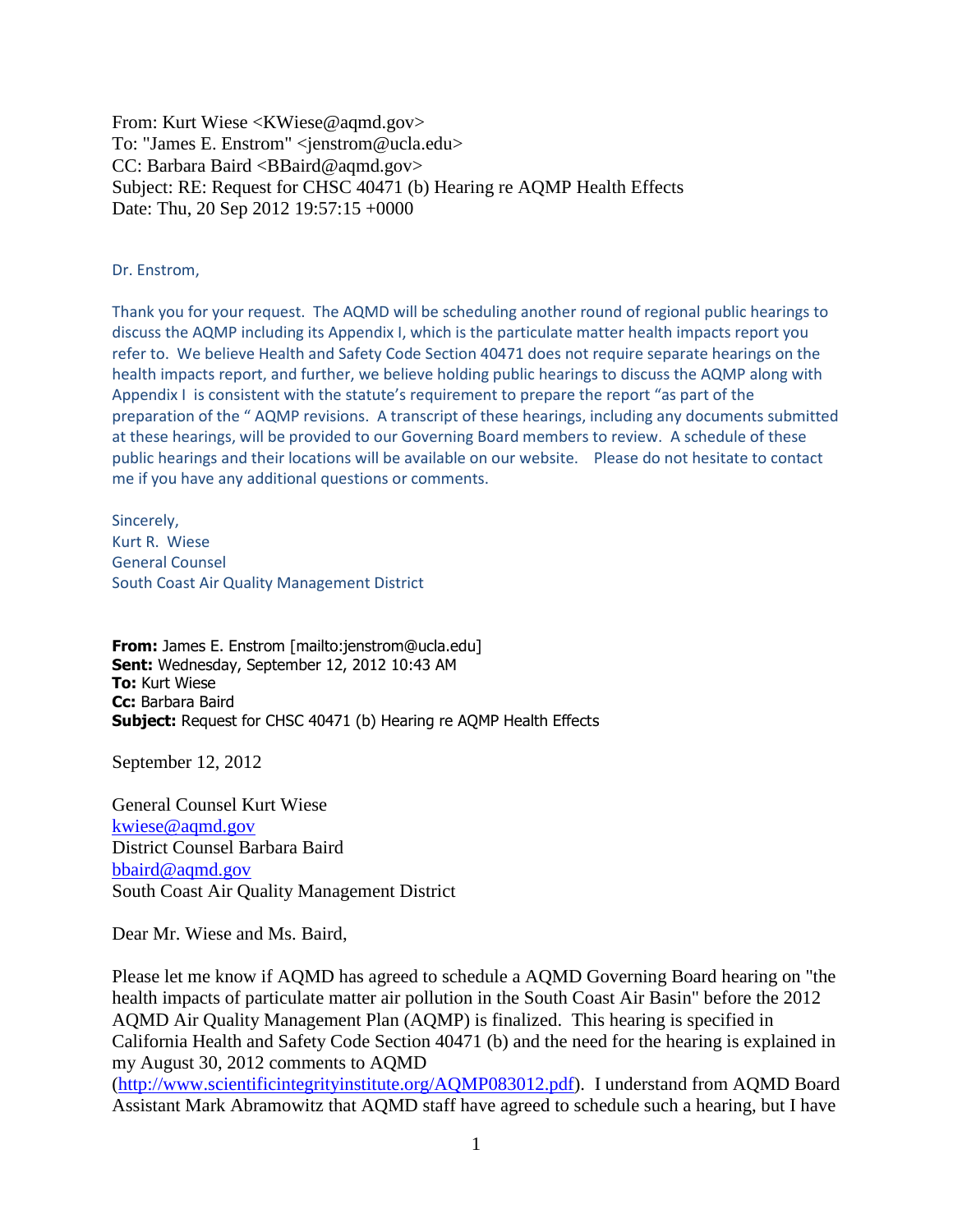From: Kurt Wiese <KWiese@aqmd.gov>
To: "James E. Enstrom" <jenstrom@ucla.edu>
CC: Barbara Baird <BBaird@aqmd.gov>
Subject: RE: Request for CHSC 40471 (b) Hearing re AQMP Health Effects
Date: Thu, 20 Sep 2012 19:57:15 +0000

Dr. Enstrom,

Thank you for your request. The AQMD will be scheduling another round of regional public hearings to discuss the AQMP including its Appendix I, which is the particulate matter health impacts report you refer to. We believe Health and Safety Code Section 40471 does not require separate hearings on the health impacts report, and further, we believe holding public hearings to discuss the AQMP along with Appendix I is consistent with the statute's requirement to prepare the report "as part of the preparation of the " AQMP revisions. A transcript of these hearings, including any documents submitted at these hearings, will be provided to our Governing Board members to review. A schedule of these public hearings and their locations will be available on our website. Please do not hesitate to contact me if you have any additional questions or comments.

Sincerely,
Kurt R. Wiese
General Counsel
South Coast Air Quality Management District

**From:** James E. Enstrom [mailto:jenstrom@ucla.edu]
**Sent:** Wednesday, September 12, 2012 10:43 AM
**To:** Kurt Wiese
**Cc:** Barbara Baird
**Subject:** Request for CHSC 40471 (b) Hearing re AQMP Health Effects

September 12, 2012

General Counsel Kurt Wiese
kwiese@aqmd.gov
District Counsel Barbara Baird
bbaird@aqmd.gov
South Coast Air Quality Management District

Dear Mr. Wiese and Ms. Baird,

Please let me know if AQMD has agreed to schedule a AQMD Governing Board hearing on "the health impacts of particulate matter air pollution in the South Coast Air Basin" before the 2012 AQMD Air Quality Management Plan (AQMP) is finalized. This hearing is specified in California Health and Safety Code Section 40471 (b) and the need for the hearing is explained in my August 30, 2012 comments to AQMD (http://www.scientificintegrityinstitute.org/AQMP083012.pdf). I understand from AQMD Board Assistant Mark Abramowitz that AQMD staff have agreed to schedule such a hearing, but I have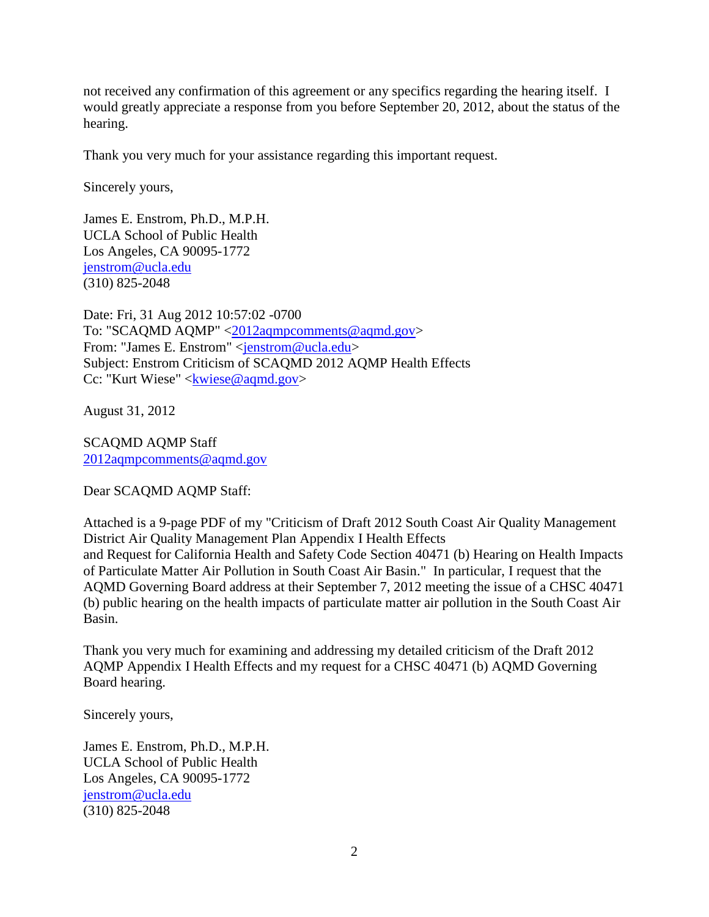not received any confirmation of this agreement or any specifics regarding the hearing itself. I would greatly appreciate a response from you before September 20, 2012, about the status of the hearing.

Thank you very much for your assistance regarding this important request.

Sincerely yours,

James E. Enstrom, Ph.D., M.P.H.
UCLA School of Public Health
Los Angeles, CA 90095-1772
jenstrom@ucla.edu
(310) 825-2048

Date: Fri, 31 Aug 2012 10:57:02 -0700
To: "SCAQMD AQMP" <2012aqmpcomments@aqmd.gov>
From: "James E. Enstrom" <jenstrom@ucla.edu>
Subject: Enstrom Criticism of SCAQMD 2012 AQMP Health Effects
Cc: "Kurt Wiese" <kwiese@aqmd.gov>

August 31, 2012

SCAQMD AQMP Staff
2012aqmpcomments@aqmd.gov

Dear SCAQMD AQMP Staff:

Attached is a 9-page PDF of my "Criticism of Draft 2012 South Coast Air Quality Management District Air Quality Management Plan Appendix I Health Effects and Request for California Health and Safety Code Section 40471 (b) Hearing on Health Impacts of Particulate Matter Air Pollution in South Coast Air Basin." In particular, I request that the AQMD Governing Board address at their September 7, 2012 meeting the issue of a CHSC 40471 (b) public hearing on the health impacts of particulate matter air pollution in the South Coast Air Basin.

Thank you very much for examining and addressing my detailed criticism of the Draft 2012 AQMP Appendix I Health Effects and my request for a CHSC 40471 (b) AQMD Governing Board hearing.

Sincerely yours,

James E. Enstrom, Ph.D., M.P.H.
UCLA School of Public Health
Los Angeles, CA 90095-1772
jenstrom@ucla.edu
(310) 825-2048